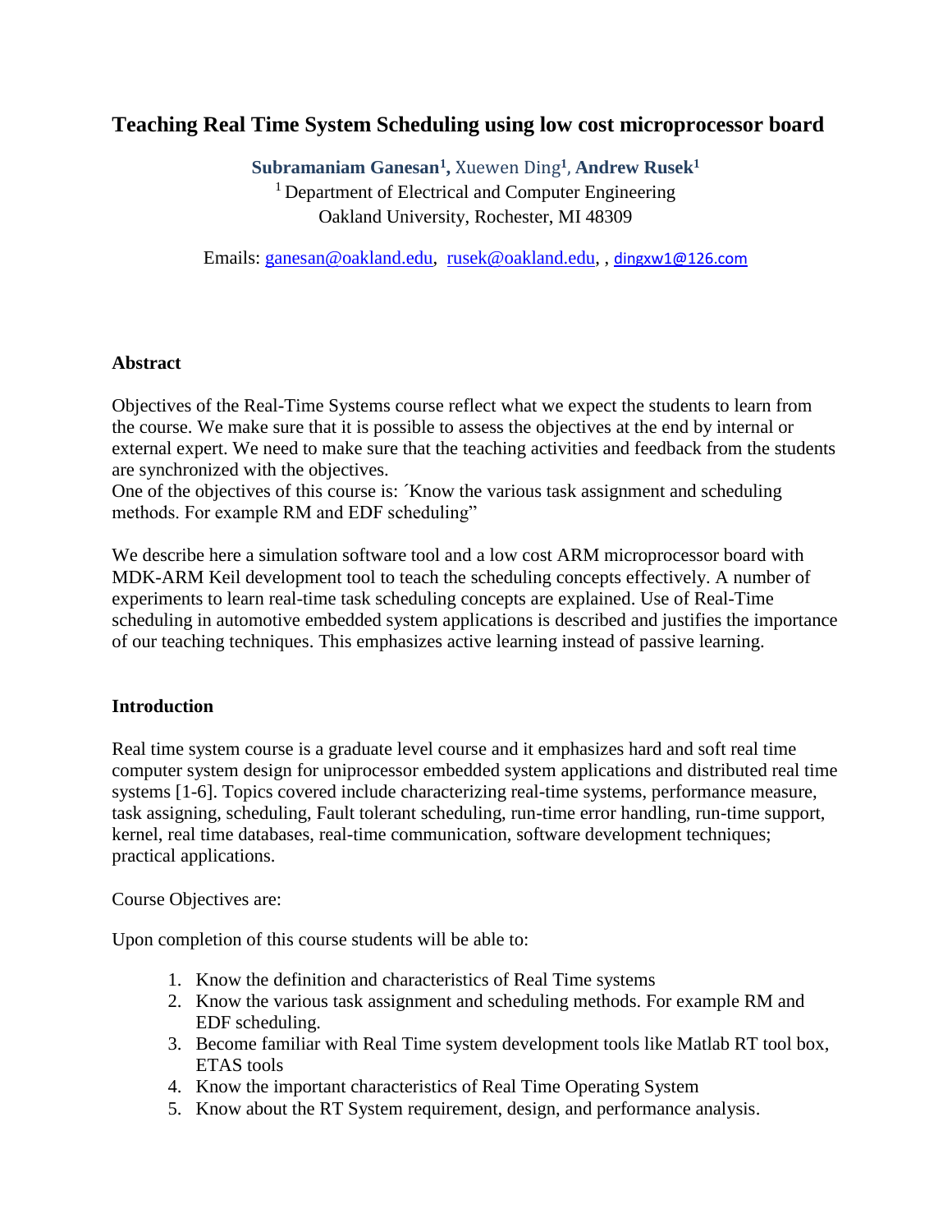# Teaching Real Time System Scheduling using low cost microprocessor board

**Subramaniam Ganesan[1], Xuewen Ding[1], Andrew Rusek[1]**

[1] Department of Electrical and Computer Engineering
Oakland University, Rochester, MI 48309

Emails: ganesan@oakland.edu, rusek@oakland.edu, , dingxw1@126.com

## Abstract

Objectives of the Real-Time Systems course reflect what we expect the students to learn from the course. We make sure that it is possible to assess the objectives at the end by internal or external expert. We need to make sure that the teaching activities and feedback from the students are synchronized with the objectives.
One of the objectives of this course is: ´Know the various task assignment and scheduling methods. For example RM and EDF scheduling"

We describe here a simulation software tool and a low cost ARM microprocessor board with MDK-ARM Keil development tool to teach the scheduling concepts effectively. A number of experiments to learn real-time task scheduling concepts are explained. Use of Real-Time scheduling in automotive embedded system applications is described and justifies the importance of our teaching techniques. This emphasizes active learning instead of passive learning.

## Introduction

Real time system course is a graduate level course and it emphasizes hard and soft real time computer system design for uniprocessor embedded system applications and distributed real time systems [1-6]. Topics covered include characterizing real-time systems, performance measure, task assigning, scheduling, Fault tolerant scheduling, run-time error handling, run-time support, kernel, real time databases, real-time communication, software development techniques; practical applications.

Course Objectives are:

Upon completion of this course students will be able to:

1. Know the definition and characteristics of Real Time systems
2. Know the various task assignment and scheduling methods. For example RM and EDF scheduling.
3. Become familiar with Real Time system development tools like Matlab RT tool box, ETAS tools
4. Know the important characteristics of Real Time Operating System
5. Know about the RT System requirement, design, and performance analysis.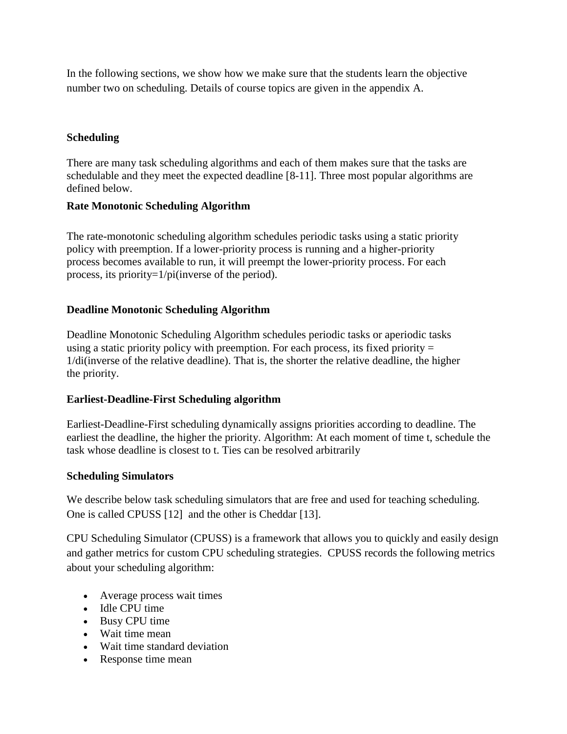In the following sections, we show how we make sure that the students learn the objective number two on scheduling. Details of course topics are given in the appendix A.

## Scheduling

There are many task scheduling algorithms and each of them makes sure that the tasks are schedulable and they meet the expected deadline [8-11]. Three most popular algorithms are defined below.

### Rate Monotonic Scheduling Algorithm

The rate-monotonic scheduling algorithm schedules periodic tasks using a static priority policy with preemption. If a lower-priority process is running and a higher-priority process becomes available to run, it will preempt the lower-priority process. For each process, its priority=$1/p_i$(inverse of the period).

### Deadline Monotonic Scheduling Algorithm

Deadline Monotonic Scheduling Algorithm schedules periodic tasks or aperiodic tasks using a static priority policy with preemption. For each process, its fixed priority = $1/d_i$(inverse of the relative deadline). That is, the shorter the relative deadline, the higher the priority.

### Earliest-Deadline-First Scheduling algorithm

Earliest-Deadline-First scheduling dynamically assigns priorities according to deadline. The earliest the deadline, the higher the priority. Algorithm: At each moment of time t, schedule the task whose deadline is closest to t. Ties can be resolved arbitrarily

### Scheduling Simulators

We describe below task scheduling simulators that are free and used for teaching scheduling. One is called CPUSS [12] and the other is Cheddar [13].

CPU Scheduling Simulator (CPUSS) is a framework that allows you to quickly and easily design and gather metrics for custom CPU scheduling strategies. CPUSS records the following metrics about your scheduling algorithm:

- Average process wait times
- Idle CPU time
- Busy CPU time
- Wait time mean
- Wait time standard deviation
- Response time mean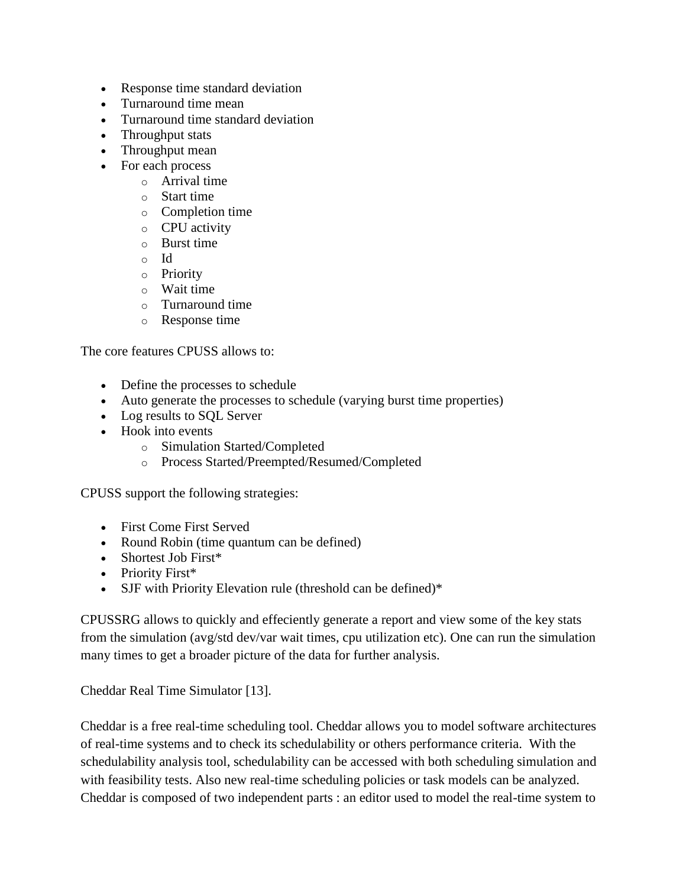- Response time standard deviation
- Turnaround time mean
- Turnaround time standard deviation
- Throughput stats
- Throughput mean
- For each process
    - Arrival time
    - Start time
    - Completion time
    - CPU activity
    - Burst time
    - Id
    - Priority
    - Wait time
    - Turnaround time
    - Response time

The core features CPUSS allows to:

- Define the processes to schedule
- Auto generate the processes to schedule (varying burst time properties)
- Log results to SQL Server
- Hook into events
    - Simulation Started/Completed
    - Process Started/Preempted/Resumed/Completed

CPUSS support the following strategies:

- First Come First Served
- Round Robin (time quantum can be defined)
- Shortest Job First*
- Priority First*
- SJF with Priority Elevation rule (threshold can be defined)*

CPUSSRG allows to quickly and effeciently generate a report and view some of the key stats from the simulation (avg/std dev/var wait times, cpu utilization etc). One can run the simulation many times to get a broader picture of the data for further analysis.

Cheddar Real Time Simulator [13].

Cheddar is a free real-time scheduling tool. Cheddar allows you to model software architectures of real-time systems and to check its schedulability or others performance criteria. With the schedulability analysis tool, schedulability can be accessed with both scheduling simulation and with feasibility tests. Also new real-time scheduling policies or task models can be analyzed. Cheddar is composed of two independent parts : an editor used to model the real-time system to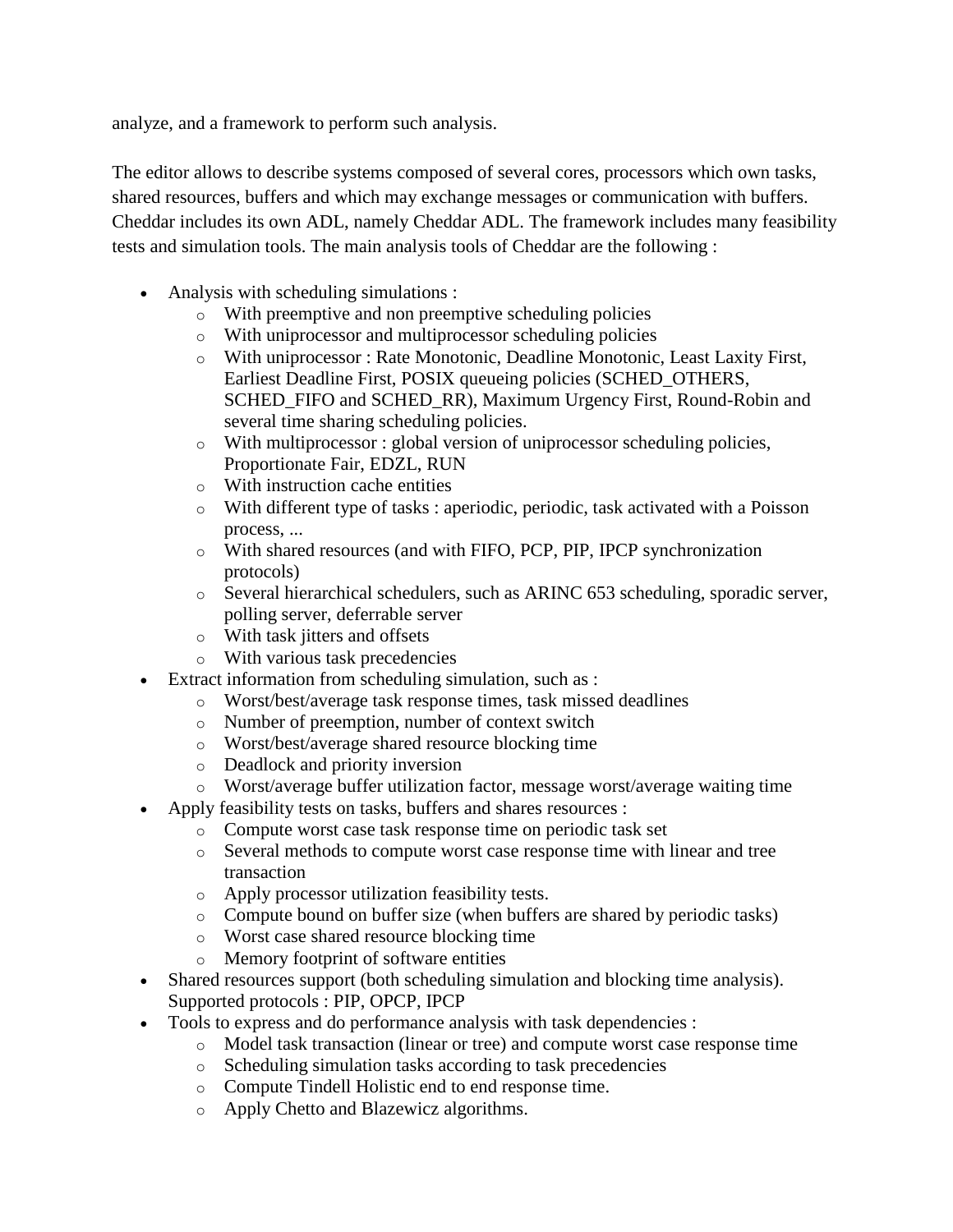analyze, and a framework to perform such analysis.

The editor allows to describe systems composed of several cores, processors which own tasks, shared resources, buffers and which may exchange messages or communication with buffers. Cheddar includes its own ADL, namely Cheddar ADL. The framework includes many feasibility tests and simulation tools. The main analysis tools of Cheddar are the following :

- Analysis with scheduling simulations :
    - With preemptive and non preemptive scheduling policies
    - With uniprocessor and multiprocessor scheduling policies
    - With uniprocessor : Rate Monotonic, Deadline Monotonic, Least Laxity First, Earliest Deadline First, POSIX queueing policies (SCHED_OTHERS, SCHED_FIFO and SCHED_RR), Maximum Urgency First, Round-Robin and several time sharing scheduling policies.
    - With multiprocessor : global version of uniprocessor scheduling policies, Proportionate Fair, EDZL, RUN
    - With instruction cache entities
    - With different type of tasks : aperiodic, periodic, task activated with a Poisson process, ...
    - With shared resources (and with FIFO, PCP, PIP, IPCP synchronization protocols)
    - Several hierarchical schedulers, such as ARINC 653 scheduling, sporadic server, polling server, deferrable server
    - With task jitters and offsets
    - With various task precedencies
- Extract information from scheduling simulation, such as :
    - Worst/best/average task response times, task missed deadlines
    - Number of preemption, number of context switch
    - Worst/best/average shared resource blocking time
    - Deadlock and priority inversion
    - Worst/average buffer utilization factor, message worst/average waiting time
- Apply feasibility tests on tasks, buffers and shares resources :
    - Compute worst case task response time on periodic task set
    - Several methods to compute worst case response time with linear and tree transaction
    - Apply processor utilization feasibility tests.
    - Compute bound on buffer size (when buffers are shared by periodic tasks)
    - Worst case shared resource blocking time
    - Memory footprint of software entities
- Shared resources support (both scheduling simulation and blocking time analysis). Supported protocols : PIP, OPCP, IPCP
- Tools to express and do performance analysis with task dependencies :
    - Model task transaction (linear or tree) and compute worst case response time
    - Scheduling simulation tasks according to task precedencies
    - Compute Tindell Holistic end to end response time.
    - Apply Chetto and Blazewicz algorithms.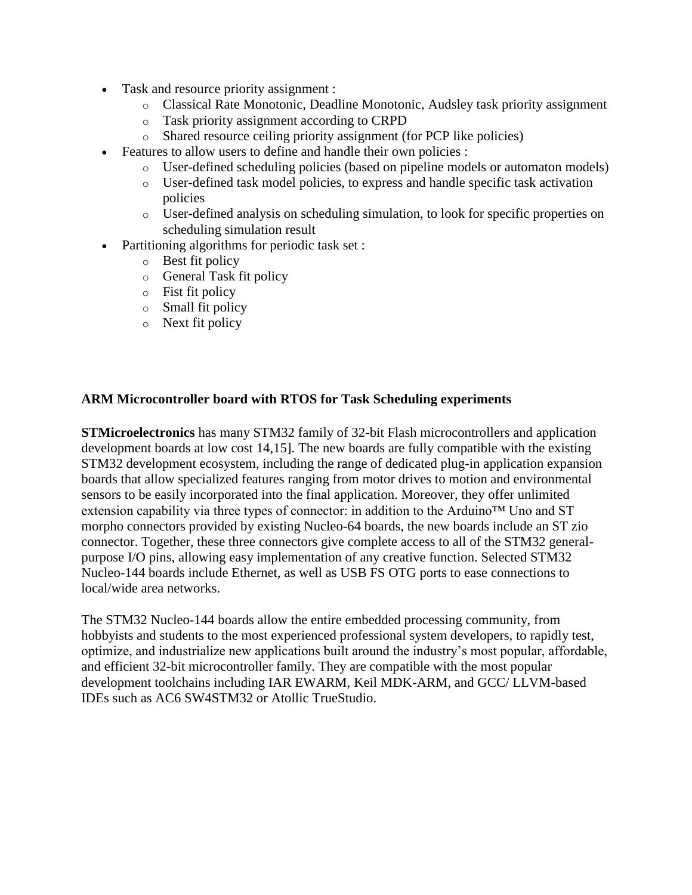- Task and resource priority assignment :
  - Classical Rate Monotonic, Deadline Monotonic, Audsley task priority assignment
  - Task priority assignment according to CRPD
  - Shared resource ceiling priority assignment (for PCP like policies)
- Features to allow users to define and handle their own policies :
  - User-defined scheduling policies (based on pipeline models or automaton models)
  - User-defined task model policies, to express and handle specific task activation policies
  - User-defined analysis on scheduling simulation, to look for specific properties on scheduling simulation result
- Partitioning algorithms for periodic task set :
  - Best fit policy
  - General Task fit policy
  - Fist fit policy
  - Small fit policy
  - Next fit policy

**ARM Microcontroller board with RTOS for Task Scheduling experiments**

**STMicroelectronics** has many STM32 family of 32-bit Flash microcontrollers and application development boards at low cost 14,15]. The new boards are fully compatible with the existing STM32 development ecosystem, including the range of dedicated plug-in application expansion boards that allow specialized features ranging from motor drives to motion and environmental sensors to be easily incorporated into the final application. Moreover, they offer unlimited extension capability via three types of connector: in addition to the Arduino™ Uno and ST morpho connectors provided by existing Nucleo-64 boards, the new boards include an ST zio connector. Together, these three connectors give complete access to all of the STM32 general-purpose I/O pins, allowing easy implementation of any creative function. Selected STM32 Nucleo-144 boards include Ethernet, as well as USB FS OTG ports to ease connections to local/wide area networks.

The STM32 Nucleo-144 boards allow the entire embedded processing community, from hobbyists and students to the most experienced professional system developers, to rapidly test, optimize, and industrialize new applications built around the industry's most popular, affordable, and efficient 32-bit microcontroller family. They are compatible with the most popular development toolchains including IAR EWARM, Keil MDK-ARM, and GCC/ LLVM-based IDEs such as AC6 SW4STM32 or Atollic TrueStudio.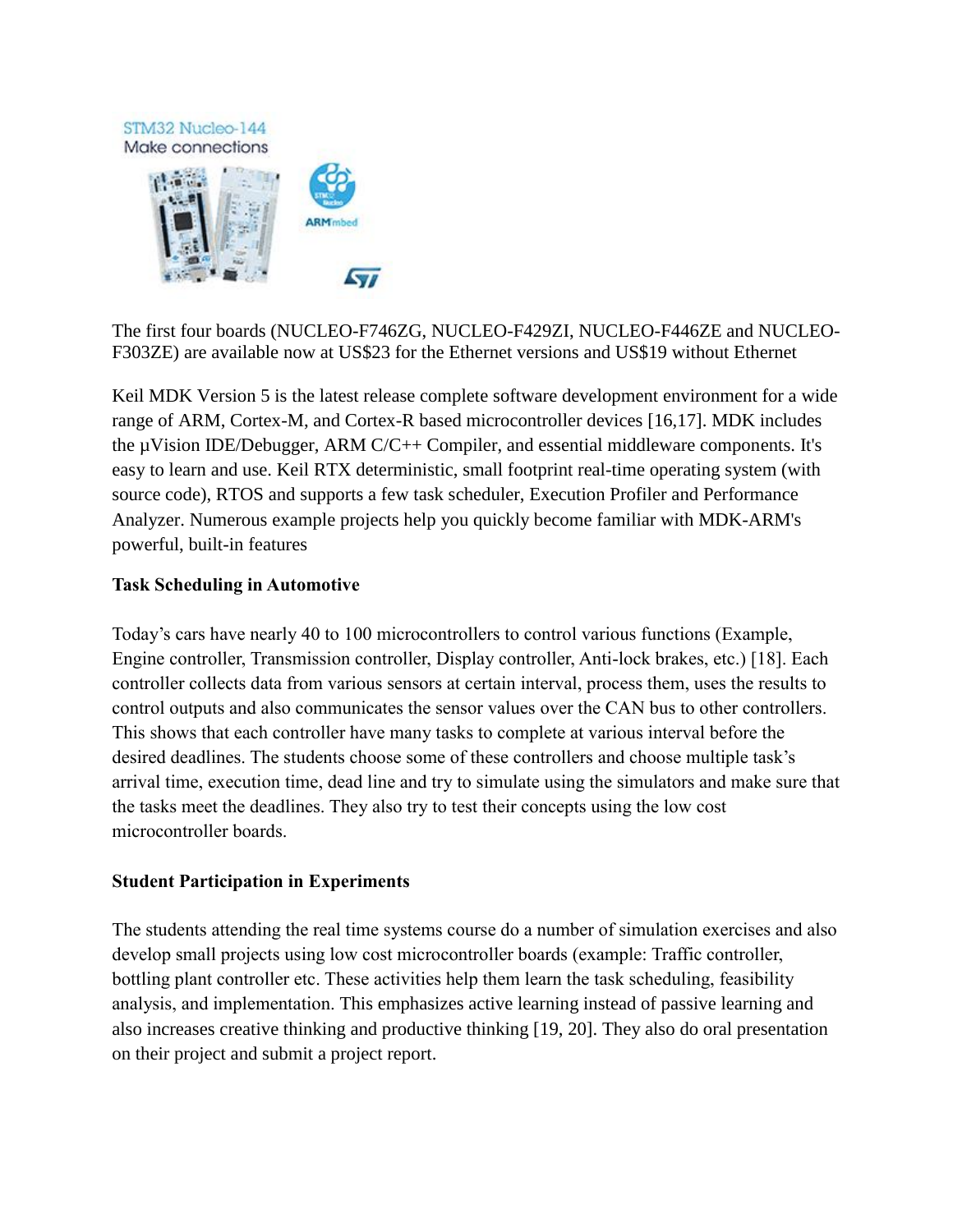The first four boards (NUCLEO-F746ZG, NUCLEO-F429ZI, NUCLEO-F446ZE and NUCLEO-F303ZE) are available now at US$23 for the Ethernet versions and US$19 without Ethernet

Keil MDK Version 5 is the latest release complete software development environment for a wide range of ARM, Cortex-M, and Cortex-R based microcontroller devices [16,17]. MDK includes the µVision IDE/Debugger, ARM C/C++ Compiler, and essential middleware components. It's easy to learn and use. Keil RTX deterministic, small footprint real-time operating system (with source code), RTOS and supports a few task scheduler, Execution Profiler and Performance Analyzer. Numerous example projects help you quickly become familiar with MDK-ARM's powerful, built-in features

**Task Scheduling in Automotive**

Today's cars have nearly 40 to 100 microcontrollers to control various functions (Example, Engine controller, Transmission controller, Display controller, Anti-lock brakes, etc.) [18]. Each controller collects data from various sensors at certain interval, process them, uses the results to control outputs and also communicates the sensor values over the CAN bus to other controllers. This shows that each controller have many tasks to complete at various interval before the desired deadlines. The students choose some of these controllers and choose multiple task's arrival time, execution time, dead line and try to simulate using the simulators and make sure that the tasks meet the deadlines. They also try to test their concepts using the low cost microcontroller boards.

**Student Participation in Experiments**

The students attending the real time systems course do a number of simulation exercises and also develop small projects using low cost microcontroller boards (example: Traffic controller, bottling plant controller etc. These activities help them learn the task scheduling, feasibility analysis, and implementation. This emphasizes active learning instead of passive learning and also increases creative thinking and productive thinking [19, 20]. They also do oral presentation on their project and submit a project report.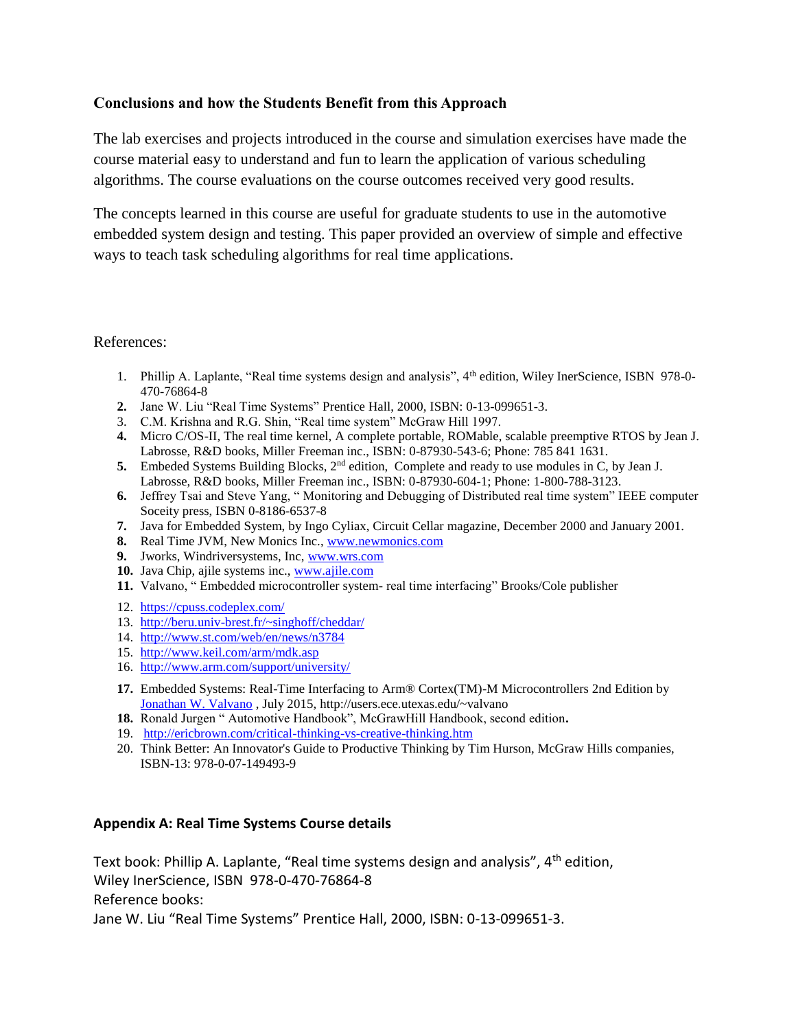## Conclusions and how the Students Benefit from this Approach

The lab exercises and projects introduced in the course and simulation exercises have made the course material easy to understand and fun to learn the application of various scheduling algorithms. The course evaluations on the course outcomes received very good results.

The concepts learned in this course are useful for graduate students to use in the automotive embedded system design and testing. This paper provided an overview of simple and effective ways to teach task scheduling algorithms for real time applications.

References:

1. Phillip A. Laplante, "Real time systems design and analysis", 4th edition, Wiley InerScience, ISBN 978-0-470-76864-8
2. Jane W. Liu "Real Time Systems" Prentice Hall, 2000, ISBN: 0-13-099651-3.
3. C.M. Krishna and R.G. Shin, "Real time system" McGraw Hill 1997.
4. Micro C/OS-II, The real time kernel, A complete portable, ROMable, scalable preemptive RTOS by Jean J. Labrosse, R&D books, Miller Freeman inc., ISBN: 0-87930-543-6; Phone: 785 841 1631.
5. Embeded Systems Building Blocks, 2nd edition, Complete and ready to use modules in C, by Jean J. Labrosse, R&D books, Miller Freeman inc., ISBN: 0-87930-604-1; Phone: 1-800-788-3123.
6. Jeffrey Tsai and Steve Yang, " Monitoring and Debugging of Distributed real time system" IEEE computer Soceity press, ISBN 0-8186-6537-8
7. Java for Embedded System, by Ingo Cyliax, Circuit Cellar magazine, December 2000 and January 2001.
8. Real Time JVM, New Monics Inc., www.newmonics.com
9. Jworks, Windriversystems, Inc, www.wrs.com
10. Java Chip, ajile systems inc., www.ajile.com
11. Valvano, " Embedded microcontroller system- real time interfacing" Brooks/Cole publisher
12. https://cpuss.codeplex.com/
13. http://beru.univ-brest.fr/~singhoff/cheddar/
14. http://www.st.com/web/en/news/n3784
15. http://www.keil.com/arm/mdk.asp
16. http://www.arm.com/support/university/
17. Embedded Systems: Real-Time Interfacing to Arm® Cortex(TM)-M Microcontrollers 2nd Edition by Jonathan W. Valvano , July 2015, http://users.ece.utexas.edu/~valvano
18. Ronald Jurgen " Automotive Handbook", McGrawHill Handbook, second edition**.**
19. http://ericbrown.com/critical-thinking-vs-creative-thinking.htm
20. Think Better: An Innovator's Guide to Productive Thinking by Tim Hurson, McGraw Hills companies, ISBN-13: 978-0-07-149493-9

## Appendix A: Real Time Systems Course details

Text book: Phillip A. Laplante, "Real time systems design and analysis", 4th edition, Wiley InerScience, ISBN 978-0-470-76864-8
Reference books:
Jane W. Liu "Real Time Systems" Prentice Hall, 2000, ISBN: 0-13-099651-3.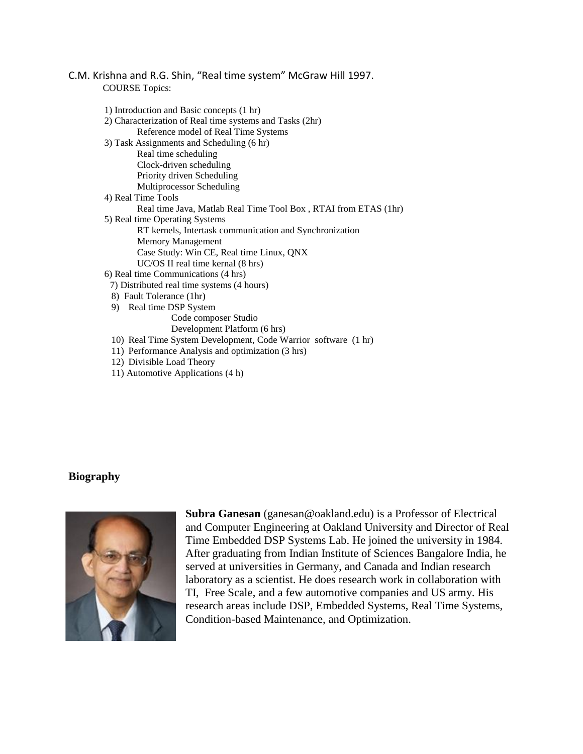C.M. Krishna and R.G. Shin, "Real time system" McGraw Hill 1997.

COURSE Topics:

1) Introduction and Basic concepts (1 hr)
2) Characterization of Real time systems and Tasks (2hr)
   - Reference model of Real Time Systems
3) Task Assignments and Scheduling (6 hr)
   - Real time scheduling
   - Clock-driven scheduling
   - Priority driven Scheduling
   - Multiprocessor Scheduling
4) Real Time Tools
   - Real time Java, Matlab Real Time Tool Box , RTAI from ETAS (1hr)
5) Real time Operating Systems
   - RT kernels, Intertask communication and Synchronization
   - Memory Management
   - Case Study: Win CE, Real time Linux, QNX
   - UC/OS II real time kernal (8 hrs)
6) Real time Communications (4 hrs)
7) Distributed real time systems (4 hours)
8) Fault Tolerance (1hr)
9) Real time DSP System
   - Code composer Studio
   - Development Platform (6 hrs)
10) Real Time System Development, Code Warrior software (1 hr)
11) Performance Analysis and optimization (3 hrs)
12) Divisible Load Theory

11) Automotive Applications (4 h)

**Biography**

**Subra Ganesan** (ganesan@oakland.edu) is a Professor of Electrical and Computer Engineering at Oakland University and Director of Real Time Embedded DSP Systems Lab. He joined the university in 1984. After graduating from Indian Institute of Sciences Bangalore India, he served at universities in Germany, and Canada and Indian research laboratory as a scientist. He does research work in collaboration with TI, Free Scale, and a few automotive companies and US army. His research areas include DSP, Embedded Systems, Real Time Systems, Condition-based Maintenance, and Optimization.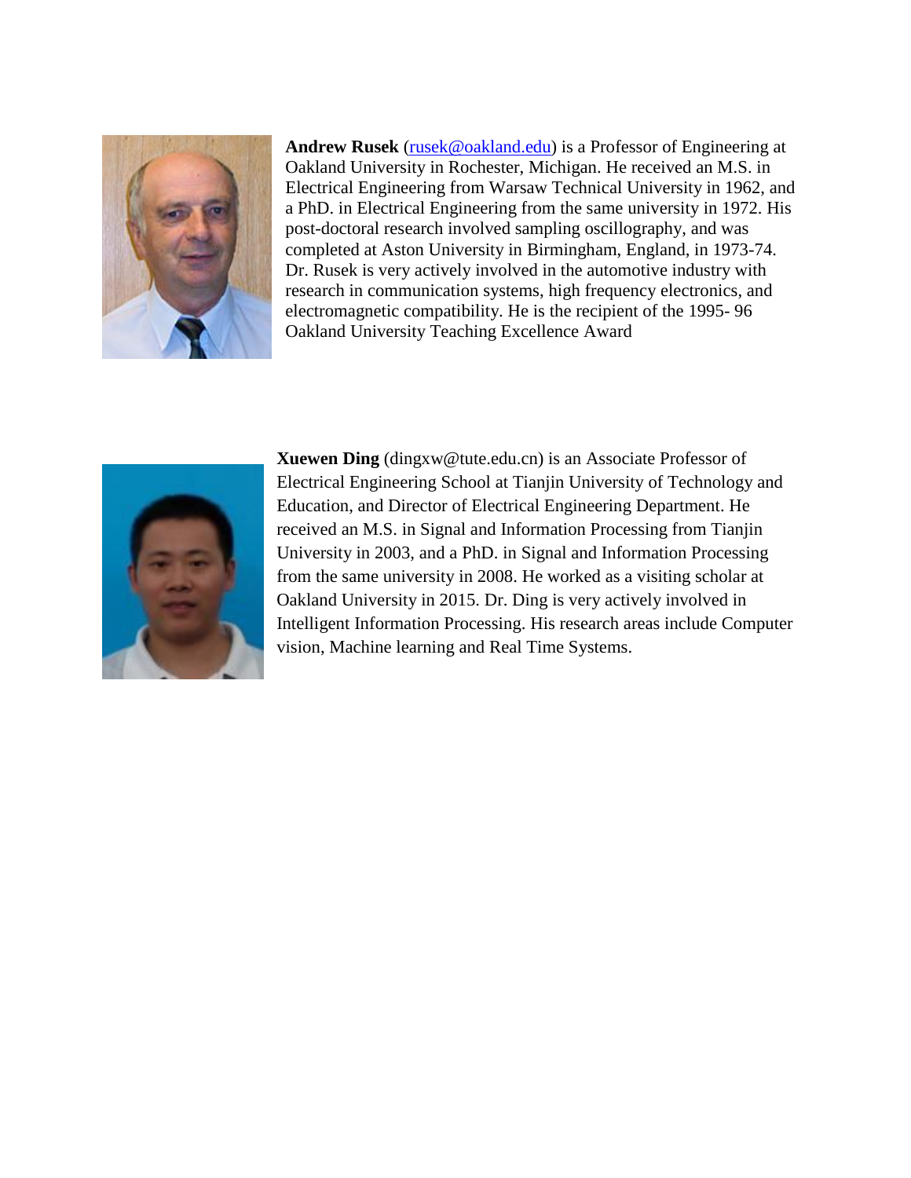**Andrew Rusek** (rusek@oakland.edu) is a Professor of Engineering at Oakland University in Rochester, Michigan. He received an M.S. in Electrical Engineering from Warsaw Technical University in 1962, and a PhD. in Electrical Engineering from the same university in 1972. His post-doctoral research involved sampling oscillography, and was completed at Aston University in Birmingham, England, in 1973-74. Dr. Rusek is very actively involved in the automotive industry with research in communication systems, high frequency electronics, and electromagnetic compatibility. He is the recipient of the 1995- 96 Oakland University Teaching Excellence Award

**Xuewen Ding** (dingxw@tute.edu.cn) is an Associate Professor of Electrical Engineering School at Tianjin University of Technology and Education, and Director of Electrical Engineering Department. He received an M.S. in Signal and Information Processing from Tianjin University in 2003, and a PhD. in Signal and Information Processing from the same university in 2008. He worked as a visiting scholar at Oakland University in 2015. Dr. Ding is very actively involved in Intelligent Information Processing. His research areas include Computer vision, Machine learning and Real Time Systems.